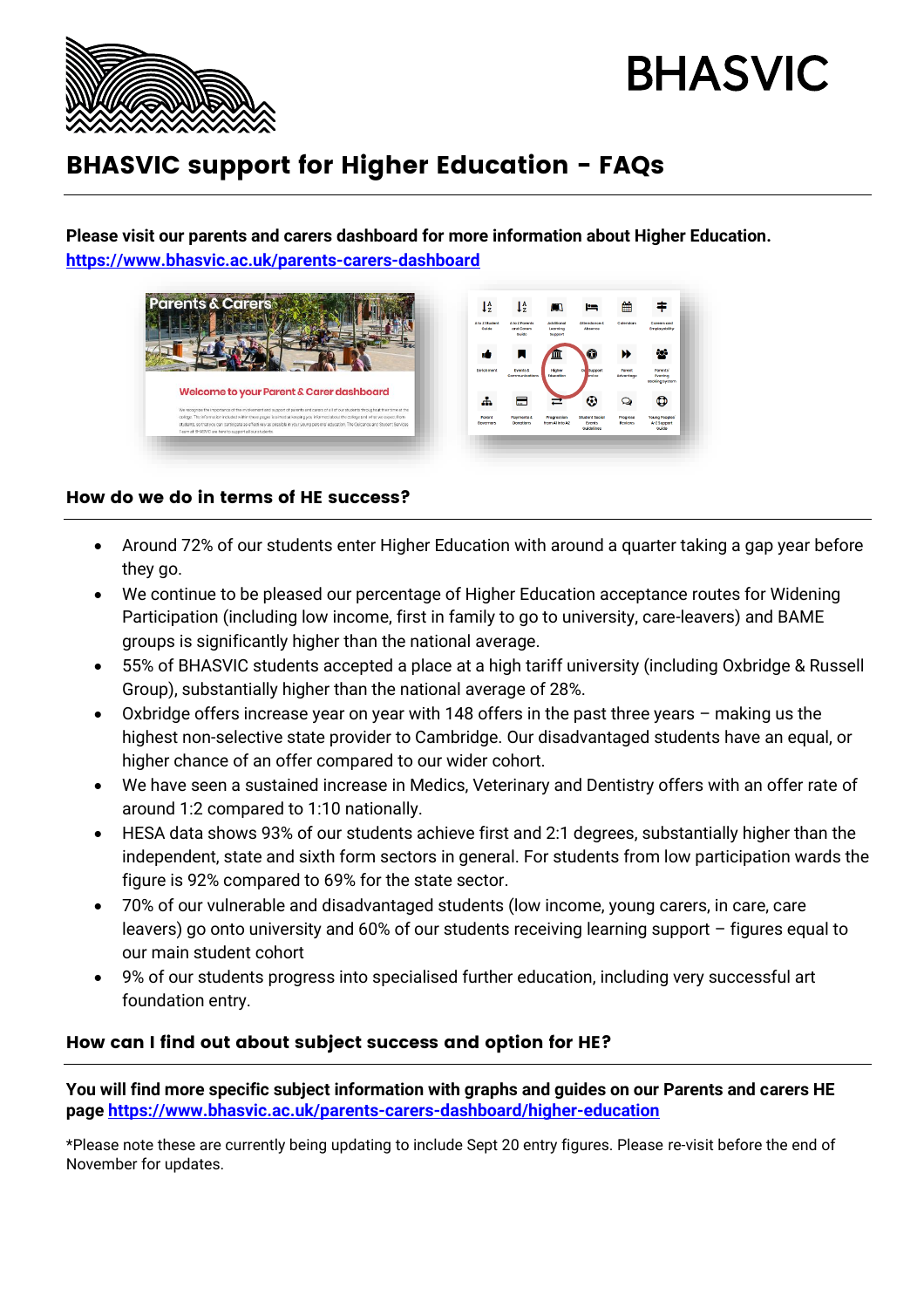BHASVIC

# BHASVIC support for Higher Education - FAQs

**Please visit our parents and carers dashboard for more information about Higher Education.**
**https://www.bhasvic.ac.uk/parents-carers-dashboard**

## How do we do in terms of HE success?

- Around 72% of our students enter Higher Education with around a quarter taking a gap year before they go.
- We continue to be pleased our percentage of Higher Education acceptance routes for Widening Participation (including low income, first in family to go to university, care-leavers) and BAME groups is significantly higher than the national average.
- 55% of BHASVIC students accepted a place at a high tariff university (including Oxbridge & Russell Group), substantially higher than the national average of 28%.
- Oxbridge offers increase year on year with 148 offers in the past three years – making us the highest non-selective state provider to Cambridge. Our disadvantaged students have an equal, or higher chance of an offer compared to our wider cohort.
- We have seen a sustained increase in Medics, Veterinary and Dentistry offers with an offer rate of around 1:2 compared to 1:10 nationally.
- HESA data shows 93% of our students achieve first and 2:1 degrees, substantially higher than the independent, state and sixth form sectors in general. For students from low participation wards the figure is 92% compared to 69% for the state sector.
- 70% of our vulnerable and disadvantaged students (low income, young carers, in care, care leavers) go onto university and 60% of our students receiving learning support – figures equal to our main student cohort
- 9% of our students progress into specialised further education, including very successful art foundation entry.

## How can I find out about subject success and option for HE?

**You will find more specific subject information with graphs and guides on our Parents and carers HE page https://www.bhasvic.ac.uk/parents-carers-dashboard/higher-education**

*Please note these are currently being updating to include Sept 20 entry figures. Please re-visit before the end of November for updates.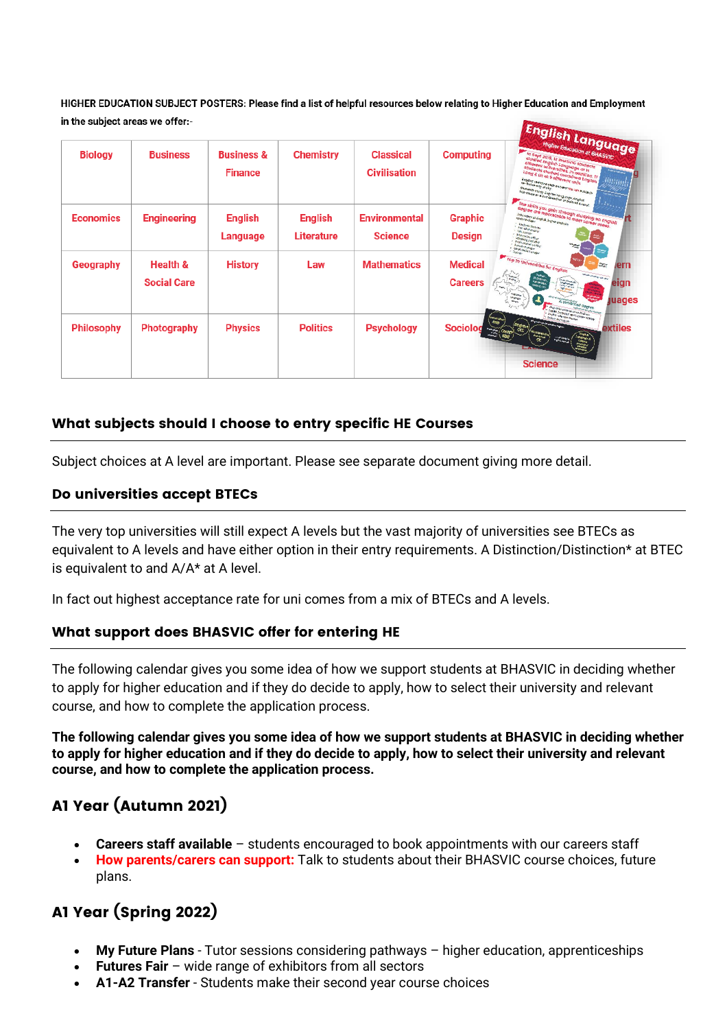HIGHER EDUCATION SUBJECT POSTERS: Please find a list of helpful resources below relating to Higher Education and Employment in the subject areas we offer:-

| | | | | | | | |
|---|---|---|---|---|---|---|---|
| Biology | Business | Business & Finance | Chemistry | Classical Civilisation | Computing | | g |
| Economics | Engineering | English Language | English Literature | Environmental Science | Graphic Design | | rt |
| Geography | Health & Social Care | History | Law | Mathematics | Medical Careers | | ern eign guages |
| Philosophy | Photography | Physics | Politics | Psychology | Sociolog | Science | extiles |

### What subjects should I choose to entry specific HE Courses

Subject choices at A level are important. Please see separate document giving more detail.

### Do universities accept BTECs

The very top universities will still expect A levels but the vast majority of universities see BTECs as equivalent to A levels and have either option in their entry requirements. A Distinction/Distinction* at BTEC is equivalent to and A/A* at A level.

In fact out highest acceptance rate for uni comes from a mix of BTECs and A levels.

### What support does BHASVIC offer for entering HE

The following calendar gives you some idea of how we support students at BHASVIC in deciding whether to apply for higher education and if they do decide to apply, how to select their university and relevant course, and how to complete the application process.

**The following calendar gives you some idea of how we support students at BHASVIC in deciding whether to apply for higher education and if they do decide to apply, how to select their university and relevant course, and how to complete the application process.**

## A1 Year (Autumn 2021)

- **Careers staff available** – students encouraged to book appointments with our careers staff
- **How parents/carers can support:** Talk to students about their BHASVIC course choices, future plans.

## A1 Year (Spring 2022)

- **My Future Plans** - Tutor sessions considering pathways – higher education, apprenticeships
- **Futures Fair** – wide range of exhibitors from all sectors
- **A1-A2 Transfer** - Students make their second year course choices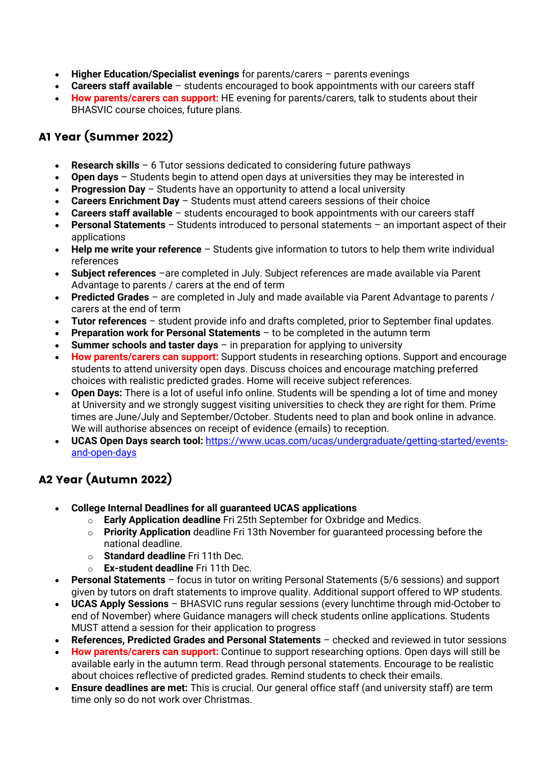- **Higher Education/Specialist evenings** for parents/carers – parents evenings
- **Careers staff available** – students encouraged to book appointments with our careers staff
- **How parents/carers can support:** HE evening for parents/carers, talk to students about their BHASVIC course choices, future plans.

## A1 Year (Summer 2022)

- **Research skills** – 6 Tutor sessions dedicated to considering future pathways
- **Open days** – Students begin to attend open days at universities they may be interested in
- **Progression Day** – Students have an opportunity to attend a local university
- **Careers Enrichment Day** – Students must attend careers sessions of their choice
- **Careers staff available** – students encouraged to book appointments with our careers staff
- **Personal Statements** – Students introduced to personal statements – an important aspect of their applications
- **Help me write your reference** – Students give information to tutors to help them write individual references
- **Subject references** –are completed in July. Subject references are made available via Parent Advantage to parents / carers at the end of term
- **Predicted Grades** – are completed in July and made available via Parent Advantage to parents / carers at the end of term
- **Tutor references** – student provide info and drafts completed, prior to September final updates.
- **Preparation work for Personal Statements** – to be completed in the autumn term
- **Summer schools and taster days** – in preparation for applying to university
- **How parents/carers can support:** Support students in researching options. Support and encourage students to attend university open days. Discuss choices and encourage matching preferred choices with realistic predicted grades. Home will receive subject references.
- **Open Days:** There is a lot of useful info online. Students will be spending a lot of time and money at University and we strongly suggest visiting universities to check they are right for them. Prime times are June/July and September/October. Students need to plan and book online in advance. We will authorise absences on receipt of evidence (emails) to reception.
- **UCAS Open Days search tool:** https://www.ucas.com/ucas/undergraduate/getting-started/events-and-open-days

## A2 Year (Autumn 2022)

- **College Internal Deadlines for all guaranteed UCAS applications**
  - **Early Application deadline** Fri 25th September for Oxbridge and Medics.
  - **Priority Application** deadline Fri 13th November for guaranteed processing before the national deadline.
  - **Standard deadline** Fri 11th Dec.
  - **Ex-student deadline** Fri 11th Dec.
- **Personal Statements** – focus in tutor on writing Personal Statements (5/6 sessions) and support given by tutors on draft statements to improve quality. Additional support offered to WP students.
- **UCAS Apply Sessions** – BHASVIC runs regular sessions (every lunchtime through mid-October to end of November) where Guidance managers will check students online applications. Students MUST attend a session for their application to progress
- **References, Predicted Grades and Personal Statements** – checked and reviewed in tutor sessions
- **How parents/carers can support:** Continue to support researching options. Open days will still be available early in the autumn term. Read through personal statements. Encourage to be realistic about choices reflective of predicted grades. Remind students to check their emails.
- **Ensure deadlines are met:** This is crucial. Our general office staff (and university staff) are term time only so do not work over Christmas.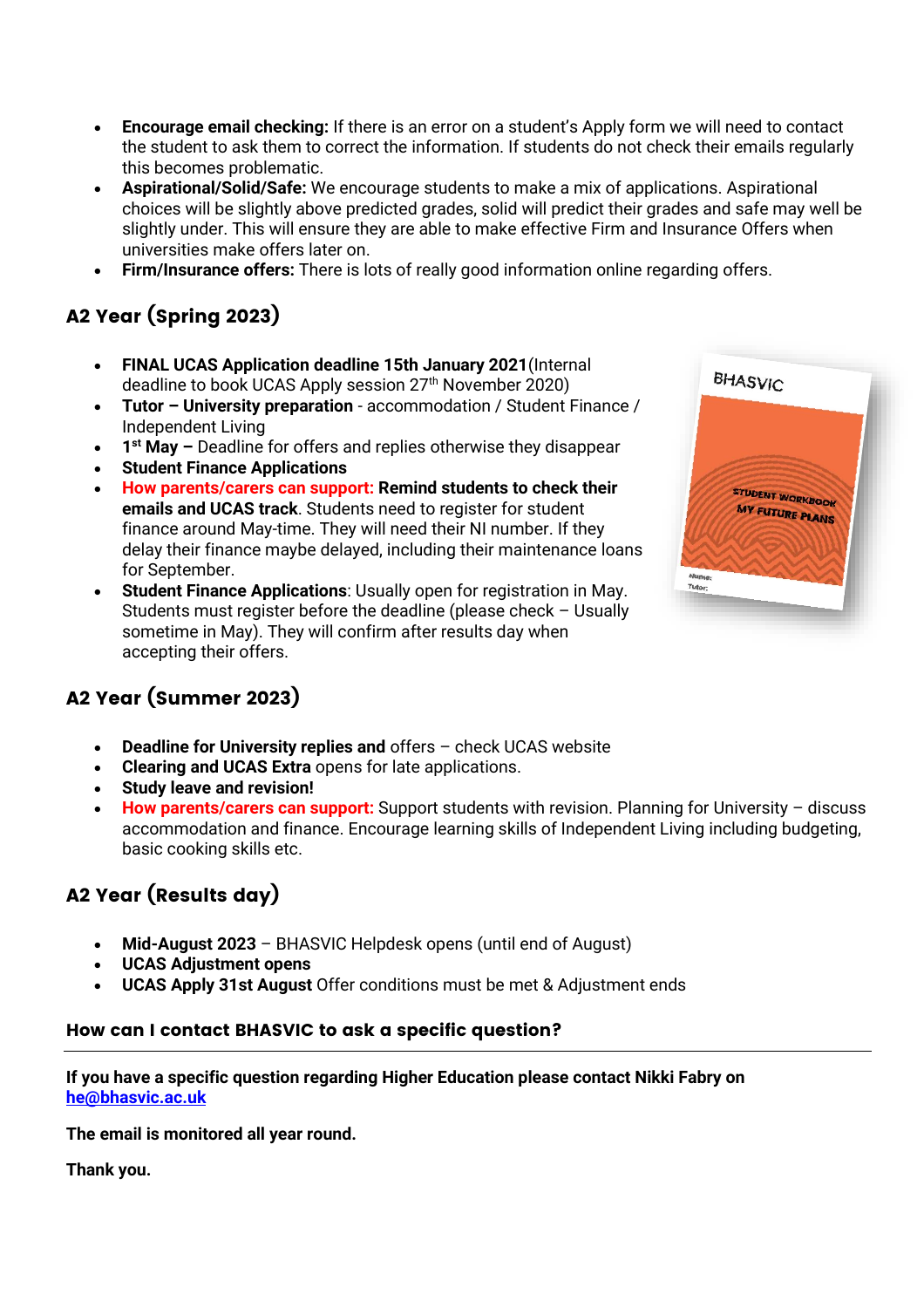- **Encourage email checking:** If there is an error on a student's Apply form we will need to contact the student to ask them to correct the information. If students do not check their emails regularly this becomes problematic.
- **Aspirational/Solid/Safe:** We encourage students to make a mix of applications. Aspirational choices will be slightly above predicted grades, solid will predict their grades and safe may well be slightly under. This will ensure they are able to make effective Firm and Insurance Offers when universities make offers later on.
- **Firm/Insurance offers:** There is lots of really good information online regarding offers.

## A2 Year (Spring 2023)

- **FINAL UCAS Application deadline 15th January 2021** (Internal deadline to book UCAS Apply session 27th November 2020)
- **Tutor – University preparation** - accommodation / Student Finance / Independent Living
- **1st May –** Deadline for offers and replies otherwise they disappear
- **Student Finance Applications**
- **How parents/carers can support: Remind students to check their emails and UCAS track**. Students need to register for student finance around May-time. They will need their NI number. If they delay their finance maybe delayed, including their maintenance loans for September.
- **Student Finance Applications**: Usually open for registration in May. Students must register before the deadline (please check – Usually sometime in May). They will confirm after results day when accepting their offers.

## A2 Year (Summer 2023)

- **Deadline for University replies and** offers – check UCAS website
- **Clearing and UCAS Extra** opens for late applications.
- **Study leave and revision!**
- **How parents/carers can support:** Support students with revision. Planning for University – discuss accommodation and finance. Encourage learning skills of Independent Living including budgeting, basic cooking skills etc.

## A2 Year (Results day)

- **Mid-August 2023** – BHASVIC Helpdesk opens (until end of August)
- **UCAS Adjustment opens**
- **UCAS Apply 31st August** Offer conditions must be met & Adjustment ends

### How can I contact BHASVIC to ask a specific question?

**If you have a specific question regarding Higher Education please contact Nikki Fabry on [he@bhasvic.ac.uk](mailto:he@bhasvic.ac.uk)**

**The email is monitored all year round.**

**Thank you.**